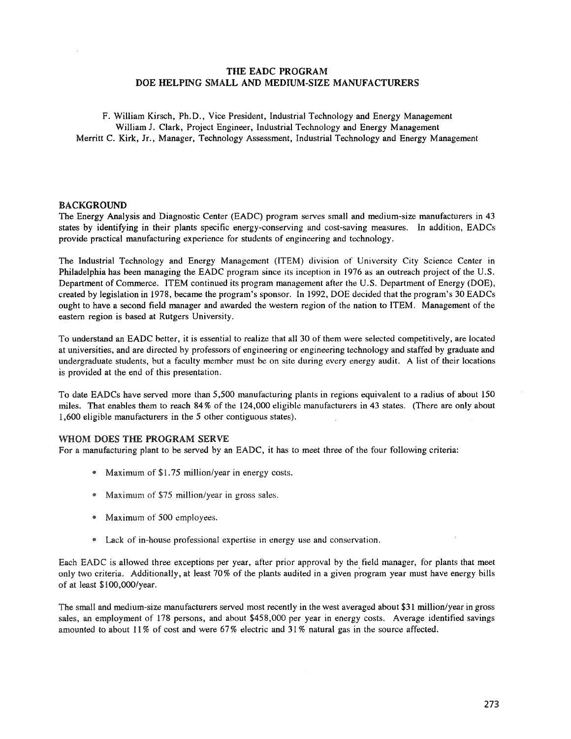# THE EADC PROGRAM
# DOE HELPING SMALL AND MEDIUM-SIZE MANUFACTURERS

F. William Kirsch, Ph.D., Vice President, Industrial Technology and Energy Management
William J. Clark, Project Engineer, Industrial Technology and Energy Management
Merritt C. Kirk, Jr., Manager, Technology Assessment, Industrial Technology and Energy Management

## BACKGROUND

The Energy Analysis and Diagnostic Center (EADC) program serves small and medium-size manufacturers in 43 states by identifying in their plants specific energy-conserving and cost-saving measures. In addition, EADCs provide practical manufacturing experience for students of engineering and technology.

The Industrial Technology and Energy Management (ITEM) division of University City Science Center in Philadelphia has been managing the EADC program since its inception in 1976 as an outreach project of the U.S. Department of Commerce. ITEM continued its program management after the U.S. Department of Energy (DOE), created by legislation in 1978, became the program's sponsor. In 1992, DOE decided that the program's 30 EADCs ought to have a second field manager and awarded the western region of the nation to ITEM. Management of the eastern region is based at Rutgers University.

To understand an EADC better, it is essential to realize that all 30 of them were selected competitively, are located at universities, and are directed by professors of engineering or engineering technology and staffed by graduate and undergraduate students, but a faculty member must be on site during every energy audit. A list of their locations is provided at the end of this presentation.

To date EADCs have served more than 5,500 manufacturing plants in regions equivalent to a radius of about 150 miles. That enables them to reach 84% of the 124,000 eligible manufacturers in 43 states. (There are only about 1,600 eligible manufacturers in the 5 other contiguous states).

## WHOM DOES THE PROGRAM SERVE

For a manufacturing plant to be served by an EADC, it has to meet three of the four following criteria:

- Maximum of $1.75 million/year in energy costs.
- Maximum of $75 million/year in gross sales.
- Maximum of 500 employees.
- Lack of in-house professional expertise in energy use and conservation.

Each EADC is allowed three exceptions per year, after prior approval by the field manager, for plants that meet only two criteria. Additionally, at least 70% of the plants audited in a given program year must have energy bills of at least $100,000/year.

The small and medium-size manufacturers served most recently in the west averaged about $31 million/year in gross sales, an employment of 178 persons, and about $458,000 per year in energy costs. Average identified savings amounted to about 11% of cost and were 67% electric and 31% natural gas in the source affected.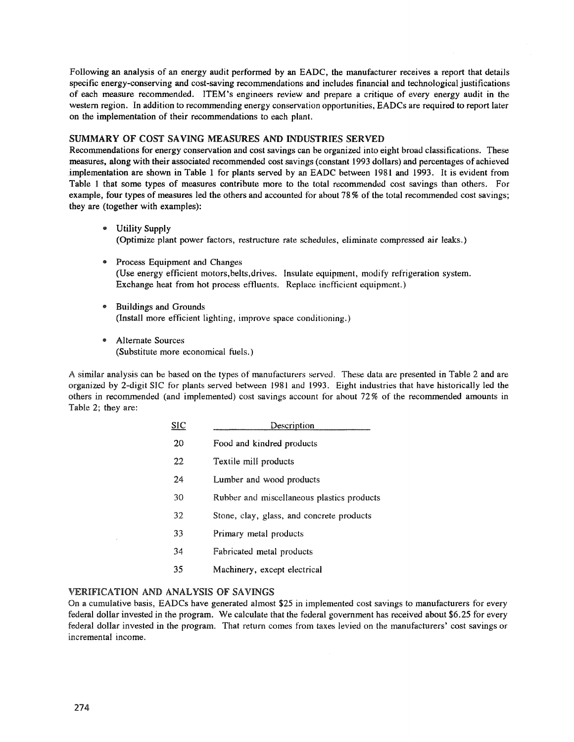Following an analysis of an energy audit performed by an EADC, the manufacturer receives a report that details specific energy-conserving and cost-saving recommendations and includes financial and technological justifications of each measure recommended. ITEM's engineers review and prepare a critique of every energy audit in the western region. In addition to recommending energy conservation opportunities, EADCs are required to report later on the implementation of their recommendations to each plant.

## SUMMARY OF COST SAVING MEASURES AND INDUSTRIES SERVED

Recommendations for energy conservation and cost savings can be organized into eight broad classifications. These measures, along with their associated recommended cost savings (constant 1993 dollars) and percentages of achieved implementation are shown in Table 1 for plants served by an EADC between 1981 and 1993. It is evident from Table 1 that some types of measures contribute more to the total recommended cost savings than others. For example, four types of measures led the others and accounted for about 78% of the total recommended cost savings; they are (together with examples):

- Utility Supply
  (Optimize plant power factors, restructure rate schedules, eliminate compressed air leaks.)

- Process Equipment and Changes
  (Use energy efficient motors,belts,drives. Insulate equipment, modify refrigeration system. Exchange heat from hot process effluents. Replace inefficient equipment.)

- Buildings and Grounds
  (Install more efficient lighting, improve space conditioning.)

- Alternate Sources
  (Substitute more economical fuels.)

A similar analysis can be based on the types of manufacturers served. These data are presented in Table 2 and are organized by 2-digit SIC for plants served between 1981 and 1993. Eight industries that have historically led the others in recommended (and implemented) cost savings account for about 72% of the recommended amounts in Table 2; they are:

| SIC | Description |
|---|---|
| 20 | Food and kindred products |
| 22 | Textile mill products |
| 24 | Lumber and wood products |
| 30 | Rubber and miscellaneous plastics products |
| 32 | Stone, clay, glass, and concrete products |
| 33 | Primary metal products |
| 34 | Fabricated metal products |
| 35 | Machinery, except electrical |

## VERIFICATION AND ANALYSIS OF SAVINGS

On a cumulative basis, EADCs have generated almost $25 in implemented cost savings to manufacturers for every federal dollar invested in the program. We calculate that the federal government has received about $6.25 for every federal dollar invested in the program. That return comes from taxes levied on the manufacturers' cost savings or incremental income.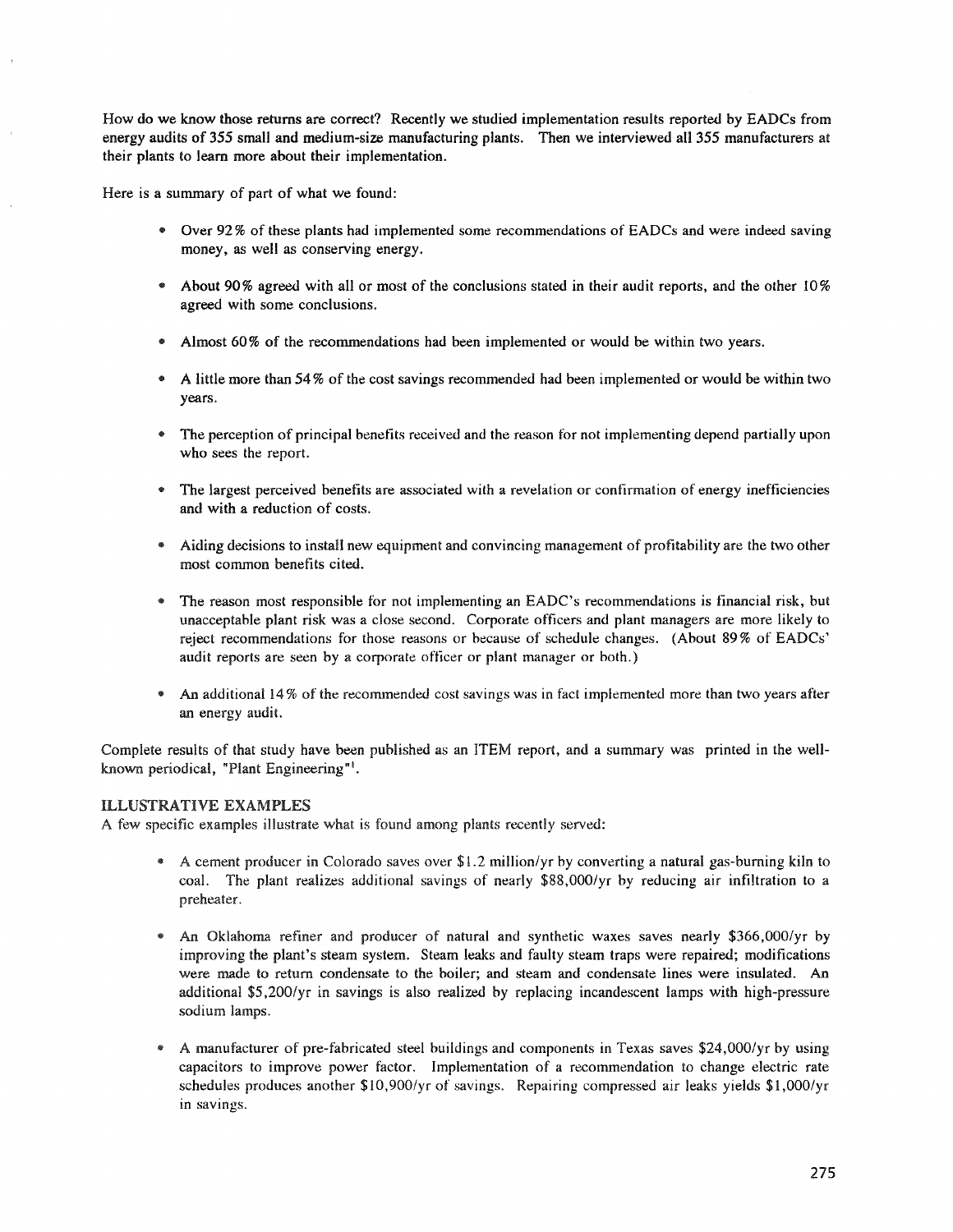How do we know those returns are correct? Recently we studied implementation results reported by EADCs from energy audits of 355 small and medium-size manufacturing plants. Then we interviewed all 355 manufacturers at their plants to learn more about their implementation.

Here is a summary of part of what we found:

- Over 92% of these plants had implemented some recommendations of EADCs and were indeed saving money, as well as conserving energy.
- About 90% agreed with all or most of the conclusions stated in their audit reports, and the other 10% agreed with some conclusions.
- Almost 60% of the recommendations had been implemented or would be within two years.
- A little more than 54% of the cost savings recommended had been implemented or would be within two years.
- The perception of principal benefits received and the reason for not implementing depend partially upon who sees the report.
- The largest perceived benefits are associated with a revelation or confirmation of energy inefficiencies and with a reduction of costs.
- Aiding decisions to install new equipment and convincing management of profitability are the two other most common benefits cited.
- The reason most responsible for not implementing an EADC's recommendations is financial risk, but unacceptable plant risk was a close second. Corporate officers and plant managers are more likely to reject recommendations for those reasons or because of schedule changes. (About 89% of EADCs' audit reports are seen by a corporate officer or plant manager or both.)
- An additional 14% of the recommended cost savings was in fact implemented more than two years after an energy audit.

Complete results of that study have been published as an ITEM report, and a summary was printed in the well-known periodical, "Plant Engineering"[1].

## ILLUSTRATIVE EXAMPLES

A few specific examples illustrate what is found among plants recently served:

- A cement producer in Colorado saves over $1.2 million/yr by converting a natural gas-burning kiln to coal. The plant realizes additional savings of nearly $88,000/yr by reducing air infiltration to a preheater.
- An Oklahoma refiner and producer of natural and synthetic waxes saves nearly $366,000/yr by improving the plant's steam system. Steam leaks and faulty steam traps were repaired; modifications were made to return condensate to the boiler; and steam and condensate lines were insulated. An additional $5,200/yr in savings is also realized by replacing incandescent lamps with high-pressure sodium lamps.
- A manufacturer of pre-fabricated steel buildings and components in Texas saves $24,000/yr by using capacitors to improve power factor. Implementation of a recommendation to change electric rate schedules produces another $10,900/yr of savings. Repairing compressed air leaks yields $1,000/yr in savings.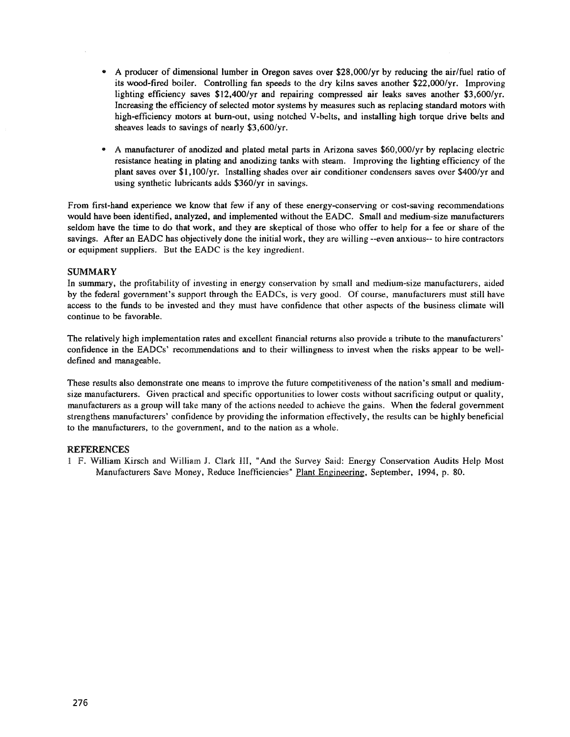- A producer of dimensional lumber in Oregon saves over $28,000/yr by reducing the air/fuel ratio of its wood-fired boiler. Controlling fan speeds to the dry kilns saves another $22,000/yr. Improving lighting efficiency saves $12,400/yr and repairing compressed air leaks saves another $3,600/yr. Increasing the efficiency of selected motor systems by measures such as replacing standard motors with high-efficiency motors at burn-out, using notched V-belts, and installing high torque drive belts and sheaves leads to savings of nearly $3,600/yr.

- A manufacturer of anodized and plated metal parts in Arizona saves $60,000/yr by replacing electric resistance heating in plating and anodizing tanks with steam. Improving the lighting efficiency of the plant saves over $1,100/yr. Installing shades over air conditioner condensers saves over $400/yr and using synthetic lubricants adds $360/yr in savings.

From first-hand experience we know that few if any of these energy-conserving or cost-saving recommendations would have been identified, analyzed, and implemented without the EADC. Small and medium-size manufacturers seldom have the time to do that work, and they are skeptical of those who offer to help for a fee or share of the savings. After an EADC has objectively done the initial work, they are willing --even anxious-- to hire contractors or equipment suppliers. But the EADC is the key ingredient.

## SUMMARY

In summary, the profitability of investing in energy conservation by small and medium-size manufacturers, aided by the federal government's support through the EADCs, is very good. Of course, manufacturers must still have access to the funds to be invested and they must have confidence that other aspects of the business climate will continue to be favorable.

The relatively high implementation rates and excellent financial returns also provide a tribute to the manufacturers' confidence in the EADCs' recommendations and to their willingness to invest when the risks appear to be well-defined and manageable.

These results also demonstrate one means to improve the future competitiveness of the nation's small and medium-size manufacturers. Given practical and specific opportunities to lower costs without sacrificing output or quality, manufacturers as a group will take many of the actions needed to achieve the gains. When the federal government strengthens manufacturers' confidence by providing the information effectively, the results can be highly beneficial to the manufacturers, to the government, and to the nation as a whole.

## REFERENCES

1 F. William Kirsch and William J. Clark III, "And the Survey Said: Energy Conservation Audits Help Most Manufacturers Save Money, Reduce Inefficiencies" Plant Engineering, September, 1994, p. 80.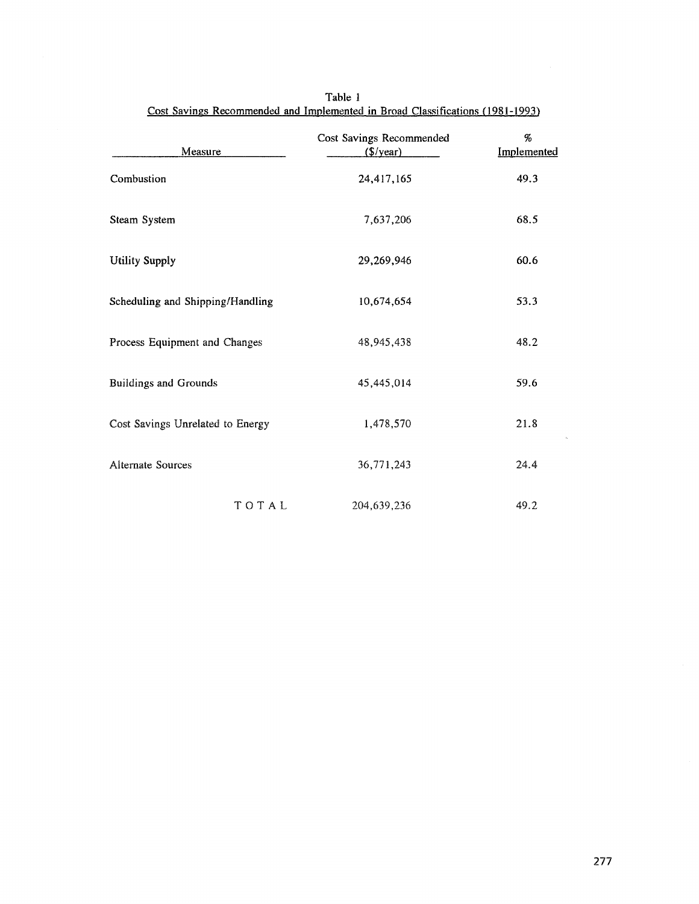Table 1

Cost Savings Recommended and Implemented in Broad Classifications (1981-1993)

| Measure | Cost Savings Recommended ($/year) | % Implemented |
|---|---|---|
| Combustion | 24,417,165 | 49.3 |
| Steam System | 7,637,206 | 68.5 |
| Utility Supply | 29,269,946 | 60.6 |
| Scheduling and Shipping/Handling | 10,674,654 | 53.3 |
| Process Equipment and Changes | 48,945,438 | 48.2 |
| Buildings and Grounds | 45,445,014 | 59.6 |
| Cost Savings Unrelated to Energy | 1,478,570 | 21.8 |
| Alternate Sources | 36,771,243 | 24.4 |
| TOTAL | 204,639,236 | 49.2 |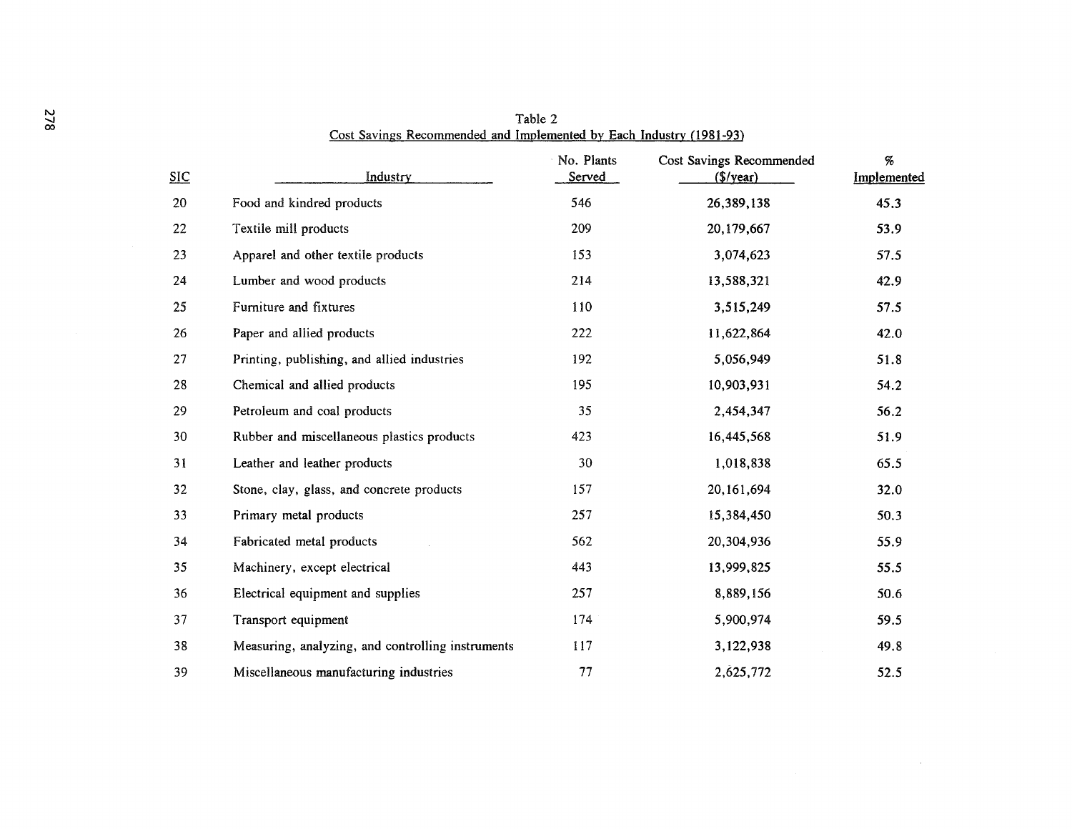Table 2
Cost Savings Recommended and Implemented by Each Industry (1981-93)

| SIC | Industry | No. Plants Served | Cost Savings Recommended ($/year) | % Implemented |
|---|---|---|---|---|
| 20 | Food and kindred products | 546 | 26,389,138 | 45.3 |
| 22 | Textile mill products | 209 | 20,179,667 | 53.9 |
| 23 | Apparel and other textile products | 153 | 3,074,623 | 57.5 |
| 24 | Lumber and wood products | 214 | 13,588,321 | 42.9 |
| 25 | Furniture and fixtures | 110 | 3,515,249 | 57.5 |
| 26 | Paper and allied products | 222 | 11,622,864 | 42.0 |
| 27 | Printing, publishing, and allied industries | 192 | 5,056,949 | 51.8 |
| 28 | Chemical and allied products | 195 | 10,903,931 | 54.2 |
| 29 | Petroleum and coal products | 35 | 2,454,347 | 56.2 |
| 30 | Rubber and miscellaneous plastics products | 423 | 16,445,568 | 51.9 |
| 31 | Leather and leather products | 30 | 1,018,838 | 65.5 |
| 32 | Stone, clay, glass, and concrete products | 157 | 20,161,694 | 32.0 |
| 33 | Primary metal products | 257 | 15,384,450 | 50.3 |
| 34 | Fabricated metal products | 562 | 20,304,936 | 55.9 |
| 35 | Machinery, except electrical | 443 | 13,999,825 | 55.5 |
| 36 | Electrical equipment and supplies | 257 | 8,889,156 | 50.6 |
| 37 | Transport equipment | 174 | 5,900,974 | 59.5 |
| 38 | Measuring, analyzing, and controlling instruments | 117 | 3,122,938 | 49.8 |
| 39 | Miscellaneous manufacturing industries | 77 | 2,625,772 | 52.5 |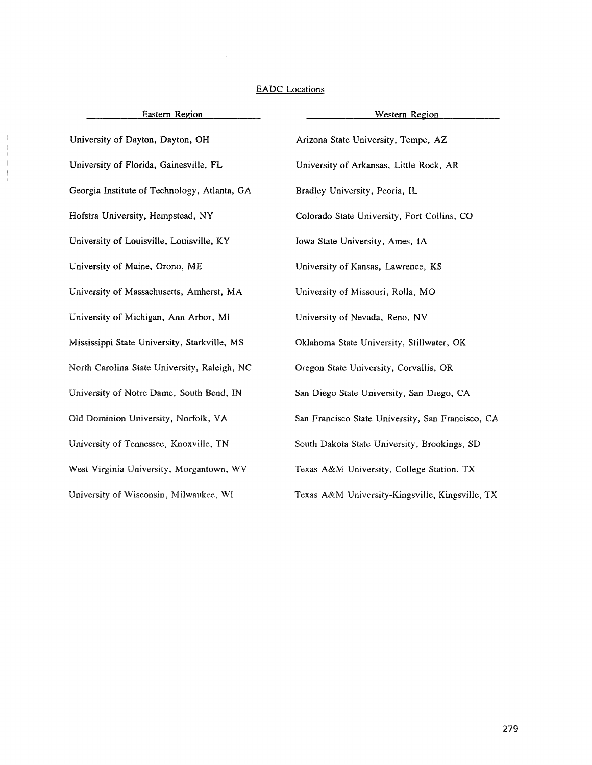## EADC Locations

| Eastern Region | Western Region |
| --- | --- |
| University of Dayton, Dayton, OH | Arizona State University, Tempe, AZ |
| University of Florida, Gainesville, FL | University of Arkansas, Little Rock, AR |
| Georgia Institute of Technology, Atlanta, GA | Bradley University, Peoria, IL |
| Hofstra University, Hempstead, NY | Colorado State University, Fort Collins, CO |
| University of Louisville, Louisville, KY | Iowa State University, Ames, IA |
| University of Maine, Orono, ME | University of Kansas, Lawrence, KS |
| University of Massachusetts, Amherst, MA | University of Missouri, Rolla, MO |
| University of Michigan, Ann Arbor, MI | University of Nevada, Reno, NV |
| Mississippi State University, Starkville, MS | Oklahoma State University, Stillwater, OK |
| North Carolina State University, Raleigh, NC | Oregon State University, Corvallis, OR |
| University of Notre Dame, South Bend, IN | San Diego State University, San Diego, CA |
| Old Dominion University, Norfolk, VA | San Francisco State University, San Francisco, CA |
| University of Tennessee, Knoxville, TN | South Dakota State University, Brookings, SD |
| West Virginia University, Morgantown, WV | Texas A&M University, College Station, TX |
| University of Wisconsin, Milwaukee, WI | Texas A&M University-Kingsville, Kingsville, TX |